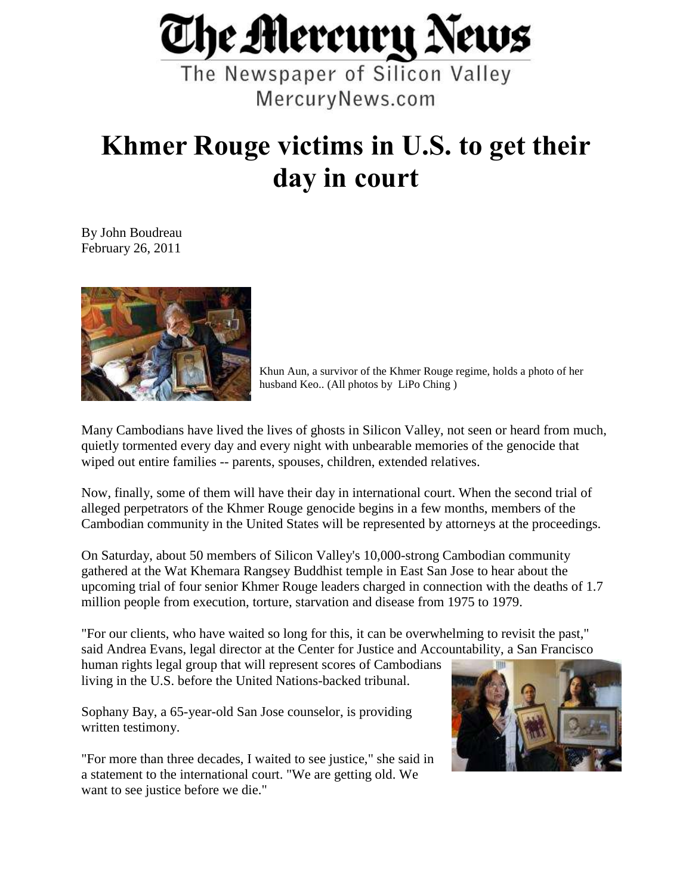# The Mercury News

The Newspaper of Silicon Valley
MercuryNews.com

# Khmer Rouge victims in U.S. to get their day in court

By John Boudreau
February 26, 2011

Khun Aun, a survivor of the Khmer Rouge regime, holds a photo of her husband Keo.. (All photos by LiPo Ching )

Many Cambodians have lived the lives of ghosts in Silicon Valley, not seen or heard from much, quietly tormented every day and every night with unbearable memories of the genocide that wiped out entire families -- parents, spouses, children, extended relatives.

Now, finally, some of them will have their day in international court. When the second trial of alleged perpetrators of the Khmer Rouge genocide begins in a few months, members of the Cambodian community in the United States will be represented by attorneys at the proceedings.

On Saturday, about 50 members of Silicon Valley's 10,000-strong Cambodian community gathered at the Wat Khemara Rangsey Buddhist temple in East San Jose to hear about the upcoming trial of four senior Khmer Rouge leaders charged in connection with the deaths of 1.7 million people from execution, torture, starvation and disease from 1975 to 1979.

"For our clients, who have waited so long for this, it can be overwhelming to revisit the past," said Andrea Evans, legal director at the Center for Justice and Accountability, a San Francisco human rights legal group that will represent scores of Cambodians living in the U.S. before the United Nations-backed tribunal.

Sophany Bay, a 65-year-old San Jose counselor, is providing written testimony.

"For more than three decades, I waited to see justice," she said in a statement to the international court. "We are getting old. We want to see justice before we die."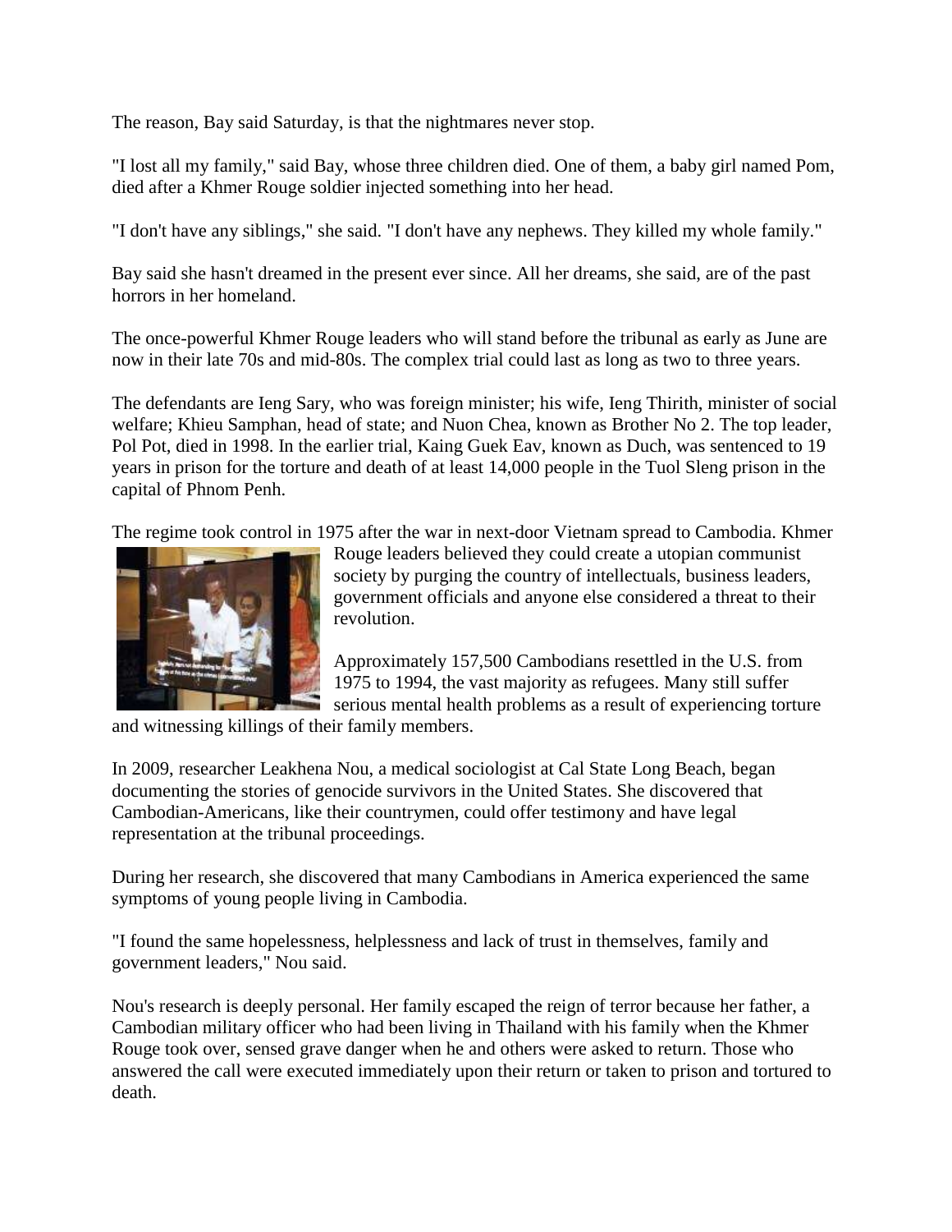The reason, Bay said Saturday, is that the nightmares never stop.

"I lost all my family," said Bay, whose three children died. One of them, a baby girl named Pom, died after a Khmer Rouge soldier injected something into her head.

"I don't have any siblings," she said. "I don't have any nephews. They killed my whole family."

Bay said she hasn't dreamed in the present ever since. All her dreams, she said, are of the past horrors in her homeland.

The once-powerful Khmer Rouge leaders who will stand before the tribunal as early as June are now in their late 70s and mid-80s. The complex trial could last as long as two to three years.

The defendants are Ieng Sary, who was foreign minister; his wife, Ieng Thirith, minister of social welfare; Khieu Samphan, head of state; and Nuon Chea, known as Brother No 2. The top leader, Pol Pot, died in 1998. In the earlier trial, Kaing Guek Eav, known as Duch, was sentenced to 19 years in prison for the torture and death of at least 14,000 people in the Tuol Sleng prison in the capital of Phnom Penh.

The regime took control in 1975 after the war in next-door Vietnam spread to Cambodia. Khmer Rouge leaders believed they could create a utopian communist society by purging the country of intellectuals, business leaders, government officials and anyone else considered a threat to their revolution.

Approximately 157,500 Cambodians resettled in the U.S. from 1975 to 1994, the vast majority as refugees. Many still suffer serious mental health problems as a result of experiencing torture and witnessing killings of their family members.

In 2009, researcher Leakhena Nou, a medical sociologist at Cal State Long Beach, began documenting the stories of genocide survivors in the United States. She discovered that Cambodian-Americans, like their countrymen, could offer testimony and have legal representation at the tribunal proceedings.

During her research, she discovered that many Cambodians in America experienced the same symptoms of young people living in Cambodia.

"I found the same hopelessness, helplessness and lack of trust in themselves, family and government leaders," Nou said.

Nou's research is deeply personal. Her family escaped the reign of terror because her father, a Cambodian military officer who had been living in Thailand with his family when the Khmer Rouge took over, sensed grave danger when he and others were asked to return. Those who answered the call were executed immediately upon their return or taken to prison and tortured to death.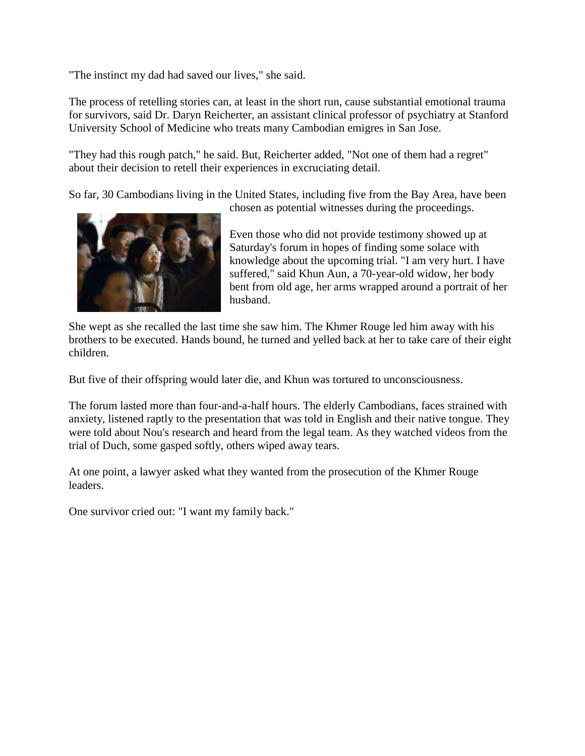"The instinct my dad had saved our lives," she said.

The process of retelling stories can, at least in the short run, cause substantial emotional trauma for survivors, said Dr. Daryn Reicherter, an assistant clinical professor of psychiatry at Stanford University School of Medicine who treats many Cambodian emigres in San Jose.

"They had this rough patch," he said. But, Reicherter added, "Not one of them had a regret" about their decision to retell their experiences in excruciating detail.

So far, 30 Cambodians living in the United States, including five from the Bay Area, have been chosen as potential witnesses during the proceedings.

Even those who did not provide testimony showed up at Saturday's forum in hopes of finding some solace with knowledge about the upcoming trial. "I am very hurt. I have suffered," said Khun Aun, a 70-year-old widow, her body bent from old age, her arms wrapped around a portrait of her husband.

She wept as she recalled the last time she saw him. The Khmer Rouge led him away with his brothers to be executed. Hands bound, he turned and yelled back at her to take care of their eight children.

But five of their offspring would later die, and Khun was tortured to unconsciousness.

The forum lasted more than four-and-a-half hours. The elderly Cambodians, faces strained with anxiety, listened raptly to the presentation that was told in English and their native tongue. They were told about Nou's research and heard from the legal team. As they watched videos from the trial of Duch, some gasped softly, others wiped away tears.

At one point, a lawyer asked what they wanted from the prosecution of the Khmer Rouge leaders.

One survivor cried out: "I want my family back."